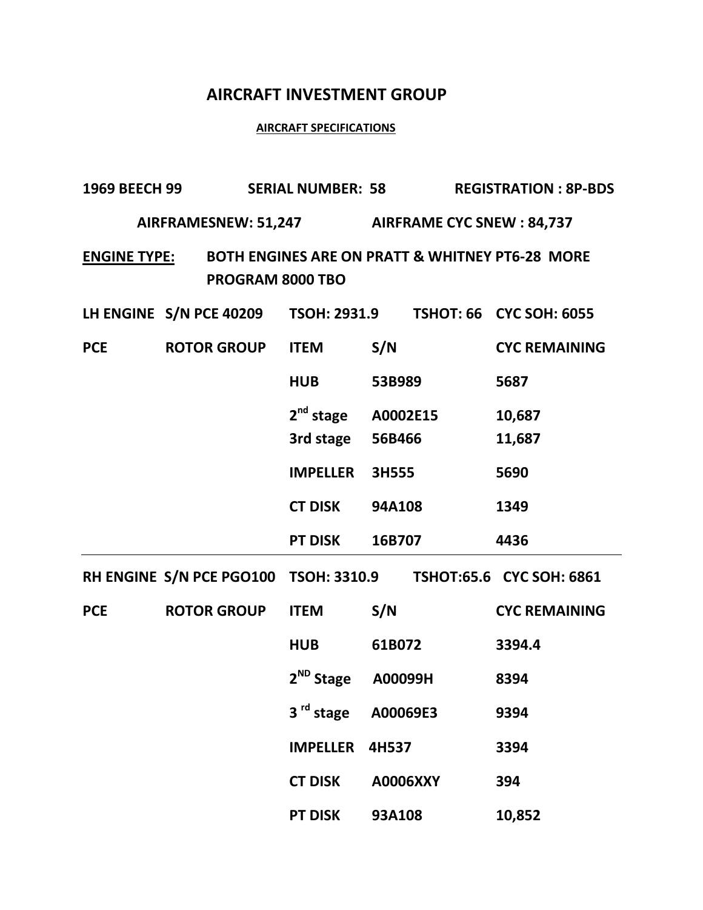# AIRCRAFT INVESTMENT GROUP

## AIRCRAFT SPECIFICATIONS

**1969 BEECH 99 SERIAL NUMBER: 58 REGISTRATION : 8P-BDS**

**AIRFRAMESNEW: 51,247 AIRFRAME CYC SNEW : 84,737**

**ENGINE TYPE:** **BOTH ENGINES ARE ON PRATT & WHITNEY PT6-28 MORE PROGRAM 8000 TBO**

**LH ENGINE S/N PCE 40209 TSOH: 2931.9 TSHOT: 66 CYC SOH: 6055**

| PCE | ROTOR GROUP | ITEM | S/N | CYC REMAINING |
|---|---|---|---|---|
| | | HUB | 53B989 | 5687 |
| | | 2nd stage | A0002E15 | 10,687 |
| | | 3rd stage | 56B466 | 11,687 |
| | | IMPELLER | 3H555 | 5690 |
| | | CT DISK | 94A108 | 1349 |
| | | PT DISK | 16B707 | 4436 |

**RH ENGINE S/N PCE PGO100 TSOH: 3310.9 TSHOT:65.6 CYC SOH: 6861**

| PCE | ROTOR GROUP | ITEM | S/N | CYC REMAINING |
|---|---|---|---|---|
| | | HUB | 61B072 | 3394.4 |
| | | 2ND Stage | A00099H | 8394 |
| | | 3 rd stage | A00069E3 | 9394 |
| | | IMPELLER | 4H537 | 3394 |
| | | CT DISK | A0006XXY | 394 |
| | | PT DISK | 93A108 | 10,852 |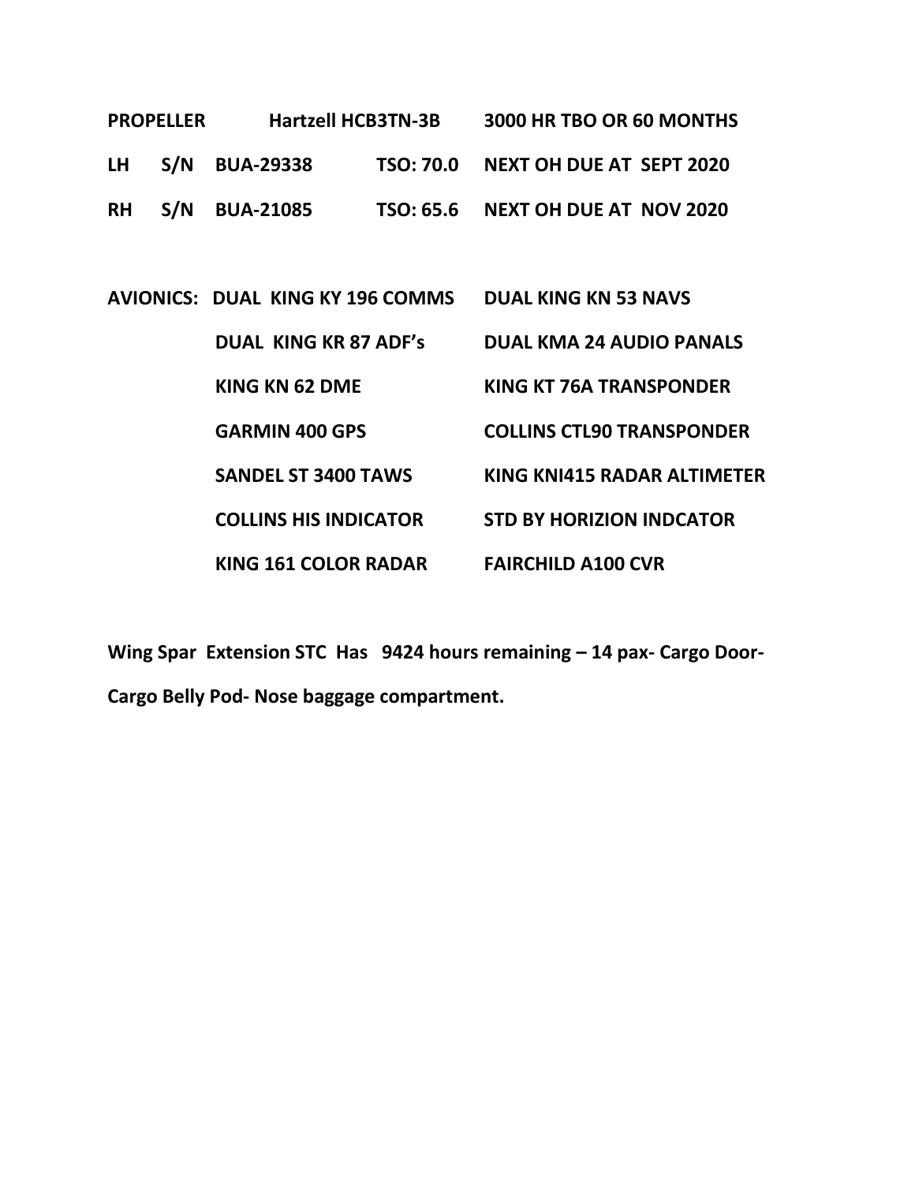| **PROPELLER** | | **Hartzell HCB3TN-3B** | | **3000 HR TBO OR 60 MONTHS** |
|---|---|---|---|---|
| **LH** | **S/N** | **BUA-29338** | **TSO: 70.0** | **NEXT OH DUE AT SEPT 2020** |
| **RH** | **S/N** | **BUA-21085** | **TSO: 65.6** | **NEXT OH DUE AT NOV 2020** |

| **AVIONICS:** | | |
|---|---|---|
| | **DUAL KING KY 196 COMMS** | **DUAL KING KN 53 NAVS** |
| | **DUAL KING KR 87 ADF's** | **DUAL KMA 24 AUDIO PANALS** |
| | **KING KN 62 DME** | **KING KT 76A TRANSPONDER** |
| | **GARMIN 400 GPS** | **COLLINS CTL90 TRANSPONDER** |
| | **SANDEL ST 3400 TAWS** | **KING KNI415 RADAR ALTIMETER** |
| | **COLLINS HIS INDICATOR** | **STD BY HORIZION INDCATOR** |
| | **KING 161 COLOR RADAR** | **FAIRCHILD A100 CVR** |

**Wing Spar Extension STC Has 9424 hours remaining – 14 pax- Cargo Door- Cargo Belly Pod- Nose baggage compartment.**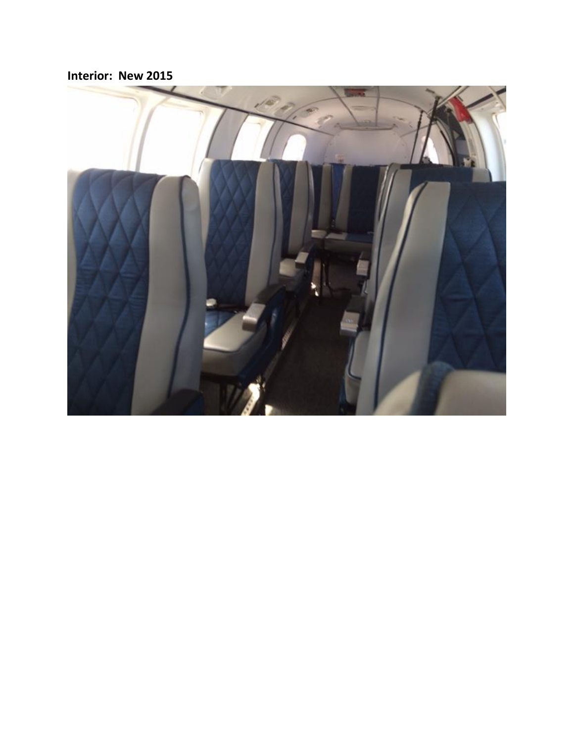**Interior: New 2015**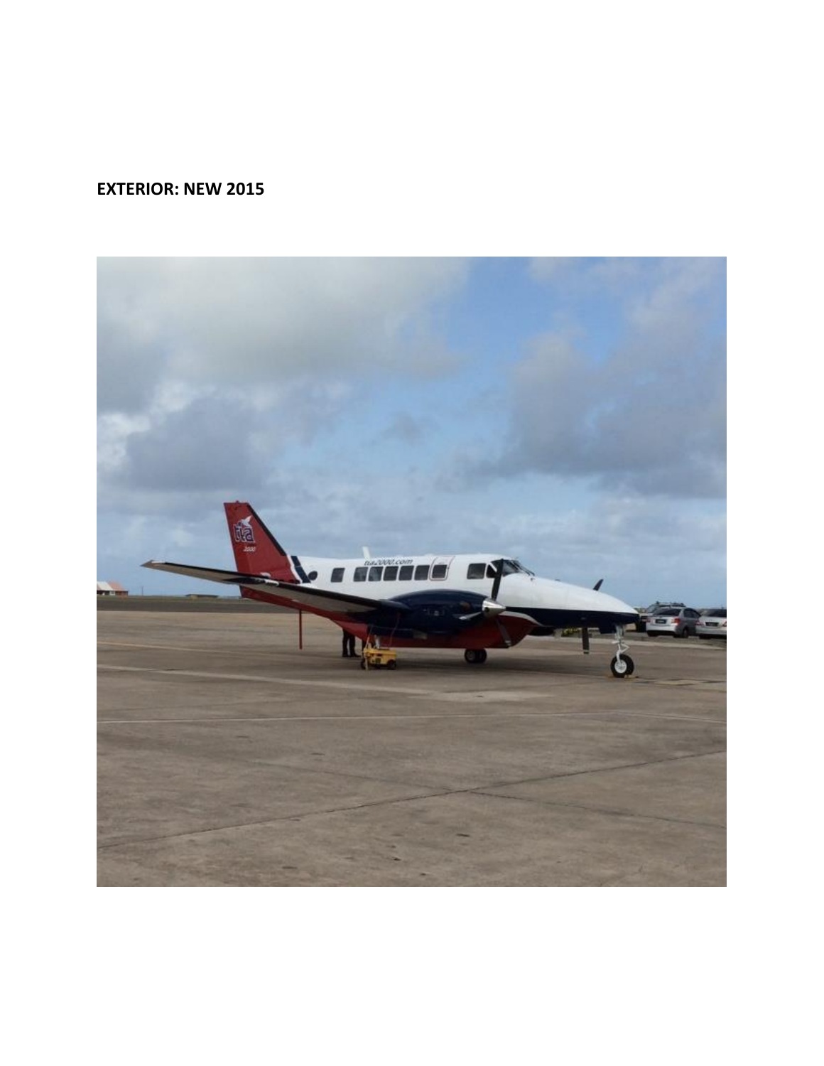**EXTERIOR: NEW 2015**